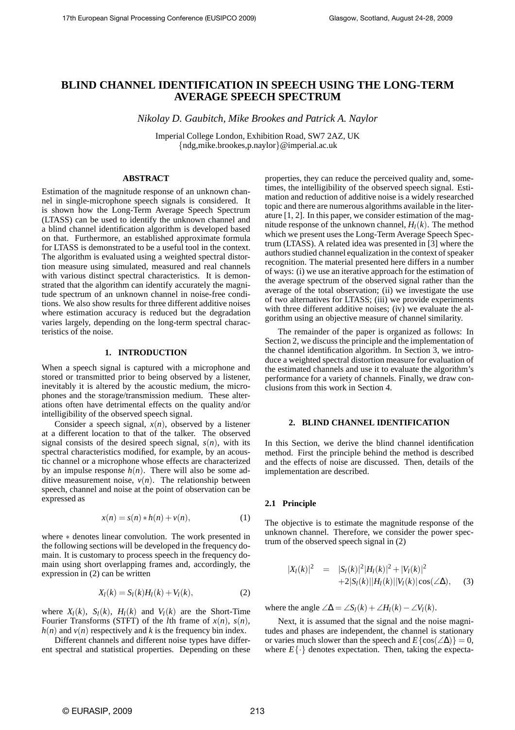# BLIND CHANNEL IDENTIFICATION IN SPEECH USING THE LONG-TERM AVERAGE SPEECH SPECTRUM

*Nikolay D. Gaubitch, Mike Brookes and Patrick A. Naylor*

Imperial College London, Exhibition Road, SW7 2AZ, UK
{ndg,mike.brookes,p.naylor}@imperial.ac.uk

## ABSTRACT

Estimation of the magnitude response of an unknown channel in single-microphone speech signals is considered. It is shown how the Long-Term Average Speech Spectrum (LTASS) can be used to identify the unknown channel and a blind channel identification algorithm is developed based on that. Furthermore, an established approximate formula for LTASS is demonstrated to be a useful tool in the context. The algorithm is evaluated using a weighted spectral distortion measure using simulated, measured and real channels with various distinct spectral characteristics. It is demonstrated that the algorithm can identify accurately the magnitude spectrum of an unknown channel in noise-free conditions. We also show results for three different additive noises where estimation accuracy is reduced but the degradation varies largely, depending on the long-term spectral characteristics of the noise.

## 1. INTRODUCTION

When a speech signal is captured with a microphone and stored or transmitted prior to being observed by a listener, inevitably it is altered by the acoustic medium, the microphones and the storage/transmission medium. These alterations often have detrimental effects on the quality and/or intelligibility of the observed speech signal.

Consider a speech signal, $x(n)$, observed by a listener at a different location to that of the talker. The observed signal consists of the desired speech signal, $s(n)$, with its spectral characteristics modified, for example, by an acoustic channel or a microphone whose effects are characterized by an impulse response $h(n)$. There will also be some additive measurement noise, $v(n)$. The relationship between speech, channel and noise at the point of observation can be expressed as

$$x(n) = s(n) * h(n) + v(n), \tag{1}$$

where $*$ denotes linear convolution. The work presented in the following sections will be developed in the frequency domain. It is customary to process speech in the frequency domain using short overlapping frames and, accordingly, the expression in (2) can be written

$$X_l(k) = S_l(k)H_l(k) + V_l(k), \tag{2}$$

where $X_l(k)$, $S_l(k)$, $H_l(k)$ and $V_l(k)$ are the Short-Time Fourier Transforms (STFT) of the $l$th frame of $x(n)$, $s(n)$, $h(n)$ and $v(n)$ respectively and $k$ is the frequency bin index.

Different channels and different noise types have different spectral and statistical properties. Depending on these properties, they can reduce the perceived quality and, sometimes, the intelligibility of the observed speech signal. Estimation and reduction of additive noise is a widely researched topic and there are numerous algorithms available in the literature [1, 2]. In this paper, we consider estimation of the magnitude response of the unknown channel, $H_l(k)$. The method which we present uses the Long-Term Average Speech Spectrum (LTASS). A related idea was presented in [3] where the authors studied channel equalization in the context of speaker recognition. The material presented here differs in a number of ways: (i) we use an iterative approach for the estimation of the average spectrum of the observed signal rather than the average of the total observation; (ii) we investigate the use of two alternatives for LTASS; (iii) we provide experiments with three different additive noises; (iv) we evaluate the algorithm using an objective measure of channel similarity.

The remainder of the paper is organized as follows: In Section 2, we discuss the principle and the implementation of the channel identification algorithm. In Section 3, we introduce a weighted spectral distortion measure for evaluation of the estimated channels and use it to evaluate the algorithm's performance for a variety of channels. Finally, we draw conclusions from this work in Section 4.

## 2. BLIND CHANNEL IDENTIFICATION

In this Section, we derive the blind channel identification method. First the principle behind the method is described and the effects of noise are discussed. Then, details of the implementation are described.

### 2.1 Principle

The objective is to estimate the magnitude response of the unknown channel. Therefore, we consider the power spectrum of the observed speech signal in (2)

$$\begin{aligned} |X_l(k)|^2 &= |S_l(k)|^2|H_l(k)|^2 + |V_l(k)|^2 \\ &\quad + 2|S_l(k)||H_l(k)||V_l(k)|\cos(\angle\Delta), \end{aligned} \tag{3}$$

where the angle $\angle\Delta = \angle S_l(k) + \angle H_l(k) - \angle V_l(k)$.

Next, it is assumed that the signal and the noise magnitudes and phases are independent, the channel is stationary or varies much slower than the speech and $E\{\cos(\angle\Delta)\} = 0$, where $E\{\cdot\}$ denotes expectation. Then, taking the expecta-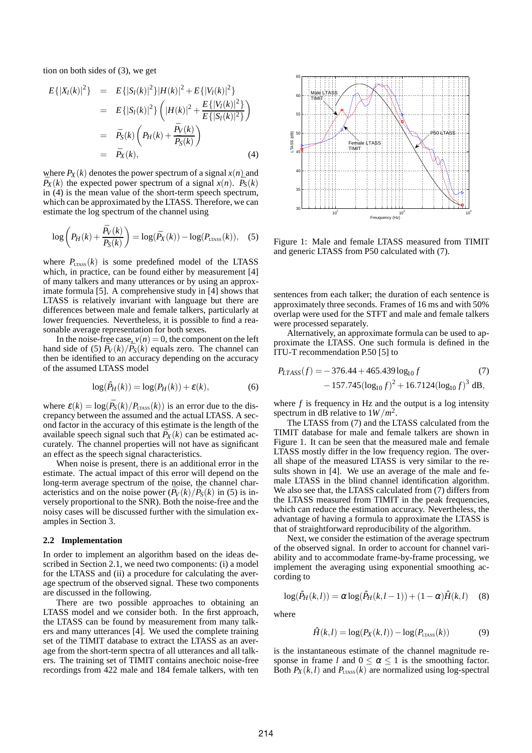tion on both sides of (3), we get

$$
\begin{aligned}
E\{|X_l(k)|^2\} &= E\{|S_l(k)|^2\}|H(k)|^2 + E\{|V_l(k)|^2\} \\
&= E\{|S_l(k)|^2\}\left(|H(k)|^2 + \frac{E\{|V_l(k)|^2\}}{E\{|S_l(k)|^2\}}\right) \\
&= \bar{P}_S(k)\left(P_H(k) + \frac{\bar{P}_V(k)}{\bar{P}_S(k)}\right) \\
&= \bar{P}_X(k), \qquad (4)
\end{aligned}
$$

where $P_X(k)$ denotes the power spectrum of a signal $x(n)$ and $\bar{P}_X(k)$ the expected power spectrum of a signal $x(n)$. $\bar{P}_S(k)$ in (4) is the mean value of the short-term speech spectrum, which can be approximated by the LTASS. Therefore, we can estimate the log spectrum of the channel using

$$
\log\left(P_H(k) + \frac{\bar{P}_V(k)}{\bar{P}_S(k)}\right) = \log(\bar{P}_X(k)) - \log(P_{\text{LTASS}}(k)), \quad (5)
$$

where $P_{\text{LTASS}}(k)$ is some predefined model of the LTASS which, in practice, can be found either by measurement [4] of many talkers and many utterances or by using an approximate formula [5]. A comprehensive study in [4] shows that LTASS is relatively invariant with language but there are differences between male and female talkers, particularly at lower frequencies. Nevertheless, it is possible to find a reasonable average representation for both sexes.

In the noise-free case, $v(n) = 0$, the component on the left hand side of (5) $\bar{P}_V(k)/\bar{P}_S(k)$ equals zero. The channel can then be identified to an accuracy depending on the accuracy of the assumed LTASS model

$$
\log(\hat{P}_H(k)) = \log(P_H(k)) + \varepsilon(k), \quad (6)
$$

where $\varepsilon(k) = \log(\bar{P}_S(k)/P_{\text{LTASS}}(k))$ is an error due to the discrepancy between the assumed and the actual LTASS. A second factor in the accuracy of this estimate is the length of the available speech signal such that $\bar{P}_X(k)$ can be estimated accurately. The channel properties will not have as significant an effect as the speech signal characteristics.

When noise is present, there is an additional error in the estimate. The actual impact of this error will depend on the long-term average spectrum of the noise, the channel characteristics and on the noise power ($\bar{P}_V(k)/\bar{P}_S(k)$ in (5) is inversely proportional to the SNR). Both the noise-free and the noisy cases will be discussed further with the simulation examples in Section 3.

### 2.2 Implementation

In order to implement an algorithm based on the ideas described in Section 2.1, we need two components: (i) a model for the LTASS and (ii) a procedure for calculating the average spectrum of the observed signal. These two components are discussed in the following.

There are two possible approaches to obtaining an LTASS model and we consider both. In the first approach, the LTASS can be found by measurement from many talkers and many utterances [4]. We used the complete training set of the TIMIT database to extract the LTASS as an average from the short-term spectra of all utterances and all talkers. The training set of TIMIT contains anechoic noise-free recordings from 422 male and 184 female talkers, with ten sentences from each talker; the duration of each sentence is approximately three seconds. Frames of 16 ms and with 50% overlap were used for the STFT and male and female talkers were processed separately.

Figure 1: Male and female LTASS measured from TIMIT and generic LTASS from P50 calculated with (7).

Alternatively, an approximate formula can be used to approximate the LTASS. One such formula is defined in the ITU-T recommendation P.50 [5] to

$$
\begin{aligned}
P_{LTASS}(f) = &-376.44 + 465.439 \log_{10} f \qquad (7)\\
&- 157.745(\log_{10} f)^2 + 16.7124(\log_{10} f)^3 \text{ dB},
\end{aligned}
$$

where $f$ is frequency in Hz and the output is a log intensity spectrum in dB relative to $1W/m^2$.

The LTASS from (7) and the LTASS calculated from the TIMIT database for male and female talkers are shown in Figure 1. It can be seen that the measured male and female LTASS mostly differ in the low frequency region. The overall shape of the measured LTASS is very similar to the results shown in [4]. We use an average of the male and female LTASS in the blind channel identification algorithm. We also see that, the LTASS calculated from (7) differs from the LTASS measured from TIMIT in the peak frequencies, which can reduce the estimation accuracy. Nevertheless, the advantage of having a formula to approximate the LTASS is that of straightforward reproducibility of the algorithm.

Next, we consider the estimation of the average spectrum of the observed signal. In order to account for channel variability and to accommodate frame-by-frame processing, we implement the averaging using exponential smoothing according to

$$
\log(\hat{P}_H(k,l)) = \alpha \log(\hat{P}_H(k,l-1)) + (1-\alpha)\hat{H}(k,l) \quad (8)
$$

where

$$
\hat{H}(k,l) = \log(P_X(k,l)) - \log(P_{\text{LTASS}}(k)) \quad (9)
$$

is the instantaneous estimate of the channel magnitude response in frame $l$ and $0 \le \alpha \le 1$ is the smoothing factor. Both $P_X(k,l)$ and $P_{\text{LTASS}}(k)$ are normalized using log-spectral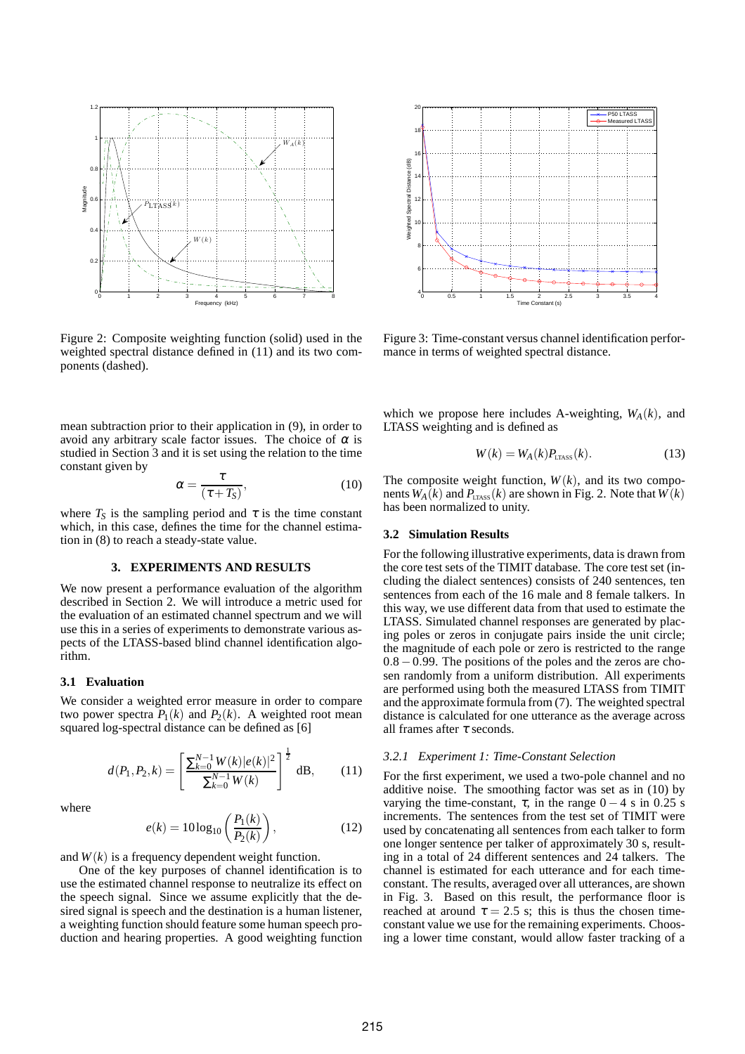Figure 2: Composite weighting function (solid) used in the weighted spectral distance defined in (11) and its two components (dashed).

Figure 3: Time-constant versus channel identification performance in terms of weighted spectral distance.

mean subtraction prior to their application in (9), in order to avoid any arbitrary scale factor issues. The choice of $\alpha$ is studied in Section 3 and it is set using the relation to the time constant given by

$$\alpha = \frac{\tau}{(\tau + T_S)}, \qquad (10)$$

where $T_S$ is the sampling period and $\tau$ is the time constant which, in this case, defines the time for the channel estimation in (8) to reach a steady-state value.

## 3. EXPERIMENTS AND RESULTS

We now present a performance evaluation of the algorithm described in Section 2. We will introduce a metric used for the evaluation of an estimated channel spectrum and we will use this in a series of experiments to demonstrate various aspects of the LTASS-based blind channel identification algorithm.

### 3.1 Evaluation

We consider a weighted error measure in order to compare two power spectra $P_1(k)$ and $P_2(k)$. A weighted root mean squared log-spectral distance can be defined as [6]

$$d(P_1, P_2, k) = \left[ \frac{\sum_{k=0}^{N-1} W(k)|e(k)|^2}{\sum_{k=0}^{N-1} W(k)} \right]^{\frac{1}{2}} \text{dB}, \qquad (11)$$

where

$$e(k) = 10\log_{10}\left(\frac{P_1(k)}{P_2(k)}\right), \qquad (12)$$

and $W(k)$ is a frequency dependent weight function.

One of the key purposes of channel identification is to use the estimated channel response to neutralize its effect on the speech signal. Since we assume explicitly that the desired signal is speech and the destination is a human listener, a weighting function should feature some human speech production and hearing properties. A good weighting function which we propose here includes A-weighting, $W_A(k)$, and LTASS weighting and is defined as

$$W(k) = W_A(k)P_{\text{LTASS}}(k). \qquad (13)$$

The composite weight function, $W(k)$, and its two components $W_A(k)$ and $P_{\text{LTASS}}(k)$ are shown in Fig. 2. Note that $W(k)$ has been normalized to unity.

### 3.2 Simulation Results

For the following illustrative experiments, data is drawn from the core test sets of the TIMIT database. The core test set (including the dialect sentences) consists of 240 sentences, ten sentences from each of the 16 male and 8 female talkers. In this way, we use different data from that used to estimate the LTASS. Simulated channel responses are generated by placing poles or zeros in conjugate pairs inside the unit circle; the magnitude of each pole or zero is restricted to the range $0.8-0.99$. The positions of the poles and the zeros are chosen randomly from a uniform distribution. All experiments are performed using both the measured LTASS from TIMIT and the approximate formula from (7). The weighted spectral distance is calculated for one utterance as the average across all frames after $\tau$ seconds.

#### 3.2.1 *Experiment 1: Time-Constant Selection*

For the first experiment, we used a two-pole channel and no additive noise. The smoothing factor was set as in (10) by varying the time-constant, $\tau$, in the range $0-4$ s in 0.25 s increments. The sentences from the test set of TIMIT were used by concatenating all sentences from each talker to form one longer sentence per talker of approximately 30 s, resulting in a total of 24 different sentences and 24 talkers. The channel is estimated for each utterance and for each time-constant. The results, averaged over all utterances, are shown in Fig. 3. Based on this result, the performance floor is reached at around $\tau = 2.5$ s; this is thus the chosen time-constant value we use for the remaining experiments. Choosing a lower time constant, would allow faster tracking of a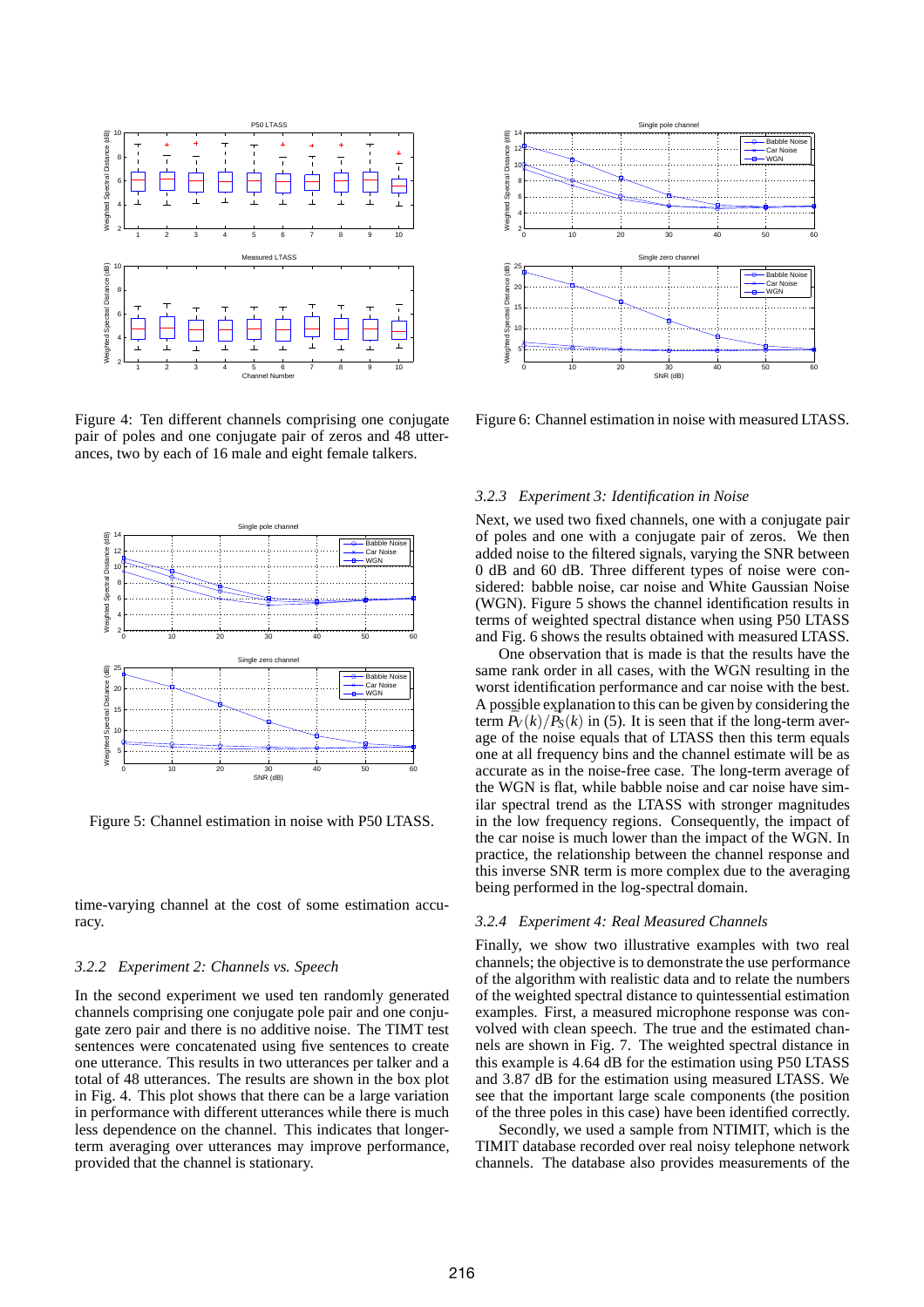Figure 4: Ten different channels comprising one conjugate pair of poles and one conjugate pair of zeros and 48 utterances, two by each of 16 male and eight female talkers.

Figure 5: Channel estimation in noise with P50 LTASS.

time-varying channel at the cost of some estimation accuracy.

### 3.2.2 Experiment 2: Channels vs. Speech

In the second experiment we used ten randomly generated channels comprising one conjugate pole pair and one conjugate zero pair and there is no additive noise. The TIMT test sentences were concatenated using five sentences to create one utterance. This results in two utterances per talker and a total of 48 utterances. The results are shown in the box plot in Fig. 4. This plot shows that there can be a large variation in performance with different utterances while there is much less dependence on the channel. This indicates that longer-term averaging over utterances may improve performance, provided that the channel is stationary.

Figure 6: Channel estimation in noise with measured LTASS.

### 3.2.3 Experiment 3: Identification in Noise

Next, we used two fixed channels, one with a conjugate pair of poles and one with a conjugate pair of zeros. We then added noise to the filtered signals, varying the SNR between 0 dB and 60 dB. Three different types of noise were considered: babble noise, car noise and White Gaussian Noise (WGN). Figure 5 shows the channel identification results in terms of weighted spectral distance when using P50 LTASS and Fig. 6 shows the results obtained with measured LTASS.

One observation that is made is that the results have the same rank order in all cases, with the WGN resulting in the worst identification performance and car noise with the best. A possible explanation to this can be given by considering the term $\tilde{P}_V(k)/\tilde{P}_S(k)$ in (5). It is seen that if the long-term average of the noise equals that of LTASS then this term equals one at all frequency bins and the channel estimate will be as accurate as in the noise-free case. The long-term average of the WGN is flat, while babble noise and car noise have similar spectral trend as the LTASS with stronger magnitudes in the low frequency regions. Consequently, the impact of the car noise is much lower than the impact of the WGN. In practice, the relationship between the channel response and this inverse SNR term is more complex due to the averaging being performed in the log-spectral domain.

### 3.2.4 Experiment 4: Real Measured Channels

Finally, we show two illustrative examples with two real channels; the objective is to demonstrate the use performance of the algorithm with realistic data and to relate the numbers of the weighted spectral distance to quintessential estimation examples. First, a measured microphone response was convolved with clean speech. The true and the estimated channels are shown in Fig. 7. The weighted spectral distance in this example is 4.64 dB for the estimation using P50 LTASS and 3.87 dB for the estimation using measured LTASS. We see that the important large scale components (the position of the three poles in this case) have been identified correctly.

Secondly, we used a sample from NTIMIT, which is the TIMIT database recorded over real noisy telephone network channels. The database also provides measurements of the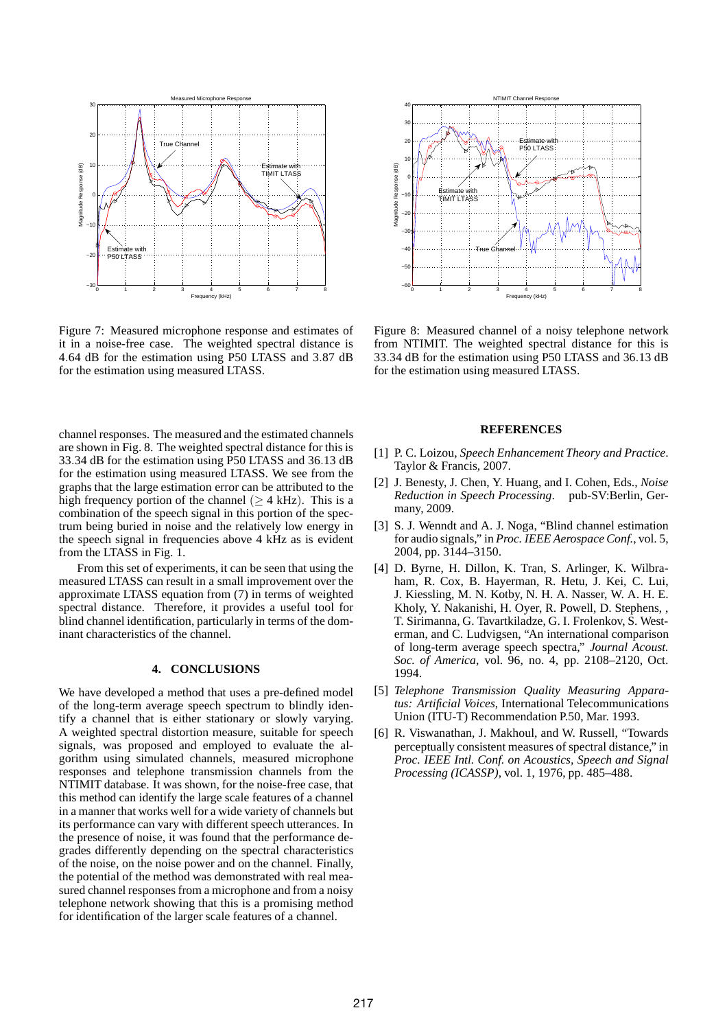Measured Microphone Response

30
20
10
0
−10
−20
−30

Magnitude Response (dB)

0 1 2 3 4 5 6 7 8

Frequency (kHz)

True Channel

Estimate with TIMIT LTASS

Estimate with P50 LTASS

Figure 7: Measured microphone response and estimates of it in a noise-free case. The weighted spectral distance is 4.64 dB for the estimation using P50 LTASS and 3.87 dB for the estimation using measured LTASS.

NTIMIT Channel Response

40
30
20
10
0
−10
−20
−30
−40
−50
−60

Magnitude Response (dB)

0 1 2 3 4 5 6 7 8

Frequency (kHz)

Estimate with P50 LTASS

Estimate with TIMIT LTASS

True Channel

Figure 8: Measured channel of a noisy telephone network from NTIMIT. The weighted spectral distance for this is 33.34 dB for the estimation using P50 LTASS and 36.13 dB for the estimation using measured LTASS.

channel responses. The measured and the estimated channels are shown in Fig. 8. The weighted spectral distance for this is 33.34 dB for the estimation using P50 LTASS and 36.13 dB for the estimation using measured LTASS. We see from the graphs that the large estimation error can be attributed to the high frequency portion of the channel ($\geq$ 4 kHz). This is a combination of the speech signal in this portion of the spectrum being buried in noise and the relatively low energy in the speech signal in frequencies above 4 kHz as is evident from the LTASS in Fig. 1.

From this set of experiments, it can be seen that using the measured LTASS can result in a small improvement over the approximate LTASS equation from (7) in terms of weighted spectral distance. Therefore, it provides a useful tool for blind channel identification, particularly in terms of the dominant characteristics of the channel.

## 4. CONCLUSIONS

We have developed a method that uses a pre-defined model of the long-term average speech spectrum to blindly identify a channel that is either stationary or slowly varying. A weighted spectral distortion measure, suitable for speech signals, was proposed and employed to evaluate the algorithm using simulated channels, measured microphone responses and telephone transmission channels from the NTIMIT database. It was shown, for the noise-free case, that this method can identify the large scale features of a channel in a manner that works well for a wide variety of channels but its performance can vary with different speech utterances. In the presence of noise, it was found that the performance degrades differently depending on the spectral characteristics of the noise, on the noise power and on the channel. Finally, the potential of the method was demonstrated with real measured channel responses from a microphone and from a noisy telephone network showing that this is a promising method for identification of the larger scale features of a channel.

## REFERENCES

[1] P. C. Loizou, *Speech Enhancement Theory and Practice*. Taylor & Francis, 2007.

[2] J. Benesty, J. Chen, Y. Huang, and I. Cohen, Eds., *Noise Reduction in Speech Processing*. pub-SV:Berlin, Germany, 2009.

[3] S. J. Wenndt and A. J. Noga, "Blind channel estimation for audio signals," in *Proc. IEEE Aerospace Conf.*, vol. 5, 2004, pp. 3144–3150.

[4] D. Byrne, H. Dillon, K. Tran, S. Arlinger, K. Wilbraham, R. Cox, B. Hayerman, R. Hetu, J. Kei, C. Lui, J. Kiessling, M. N. Kotby, N. H. A. Nasser, W. A. H. E. Kholy, Y. Nakanishi, H. Oyer, R. Powell, D. Stephens, , T. Sirimanna, G. Tavartkiladze, G. I. Frolenkov, S. Westerman, and C. Ludvigsen, "An international comparison of long-term average speech spectra," *Journal Acoust. Soc. of America*, vol. 96, no. 4, pp. 2108–2120, Oct. 1994.

[5] *Telephone Transmission Quality Measuring Apparatus: Artificial Voices*, International Telecommunications Union (ITU-T) Recommendation P.50, Mar. 1993.

[6] R. Viswanathan, J. Makhoul, and W. Russell, "Towards perceptually consistent measures of spectral distance," in *Proc. IEEE Intl. Conf. on Acoustics, Speech and Signal Processing (ICASSP)*, vol. 1, 1976, pp. 485–488.